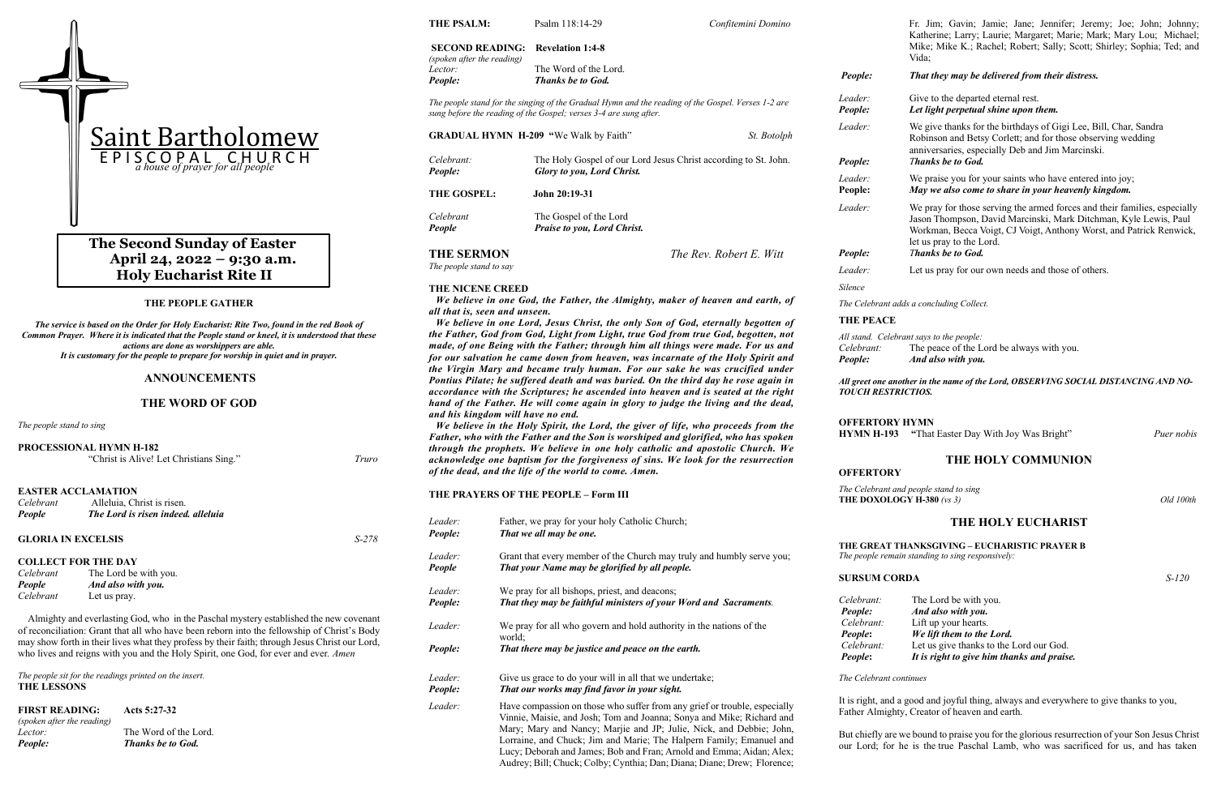# Saint Bartholomew

EPISCOPAL CHURCH

*a house of prayer for all people*

## The Second Sunday of Easter
## April 24, 2022 – 9:30 a.m.
## Holy Eucharist Rite II

### THE PEOPLE GATHER

***The service is based on the Order for Holy Eucharist: Rite Two, found in the red Book of Common Prayer. Where it is indicated that the People stand or kneel, it is understood that these actions are done as worshippers are able.***
***It is customary for the people to prepare for worship in quiet and in prayer.***

## ANNOUNCEMENTS

## THE WORD OF GOD

*The people stand to sing*

**PROCESSIONAL HYMN H-182**
"Christ is Alive! Let Christians Sing." *Truro*

**EASTER ACCLAMATION**
*Celebrant* Alleluia, Christ is risen.
***People*** ***The Lord is risen indeed. alleluia***

**GLORIA IN EXCELSIS** *S-278*

**COLLECT FOR THE DAY**
*Celebrant* The Lord be with you.
***People*** ***And also with you.***
*Celebrant* Let us pray.

Almighty and everlasting God, who in the Paschal mystery established the new covenant of reconciliation: Grant that all who have been reborn into the fellowship of Christ's Body may show forth in their lives what they profess by their faith; through Jesus Christ our Lord, who lives and reigns with you and the Holy Spirit, one God, for ever and ever. *Amen*

*The people sit for the readings printed on the insert.*

**THE LESSONS**

**FIRST READING:** **Acts 5:27-32**
*(spoken after the reading)*
*Lector:* The Word of the Lord.
***People:*** ***Thanks be to God.***

**THE PSALM:** Psalm 118:14-29 *Confitemini Domino*

**SECOND READING:** **Revelation 1:4-8**
*(spoken after the reading)*
*Lector:* The Word of the Lord.
***People:*** ***Thanks be to God.***

*The people stand for the singing of the Gradual Hymn and the reading of the Gospel. Verses 1-2 are sung before the reading of the Gospel; verses 3-4 are sung after.*

**GRADUAL HYMN H-209** "We Walk by Faith" *St. Botolph*

*Celebrant:* The Holy Gospel of our Lord Jesus Christ according to St. John.
***People:*** ***Glory to you, Lord Christ.***

**THE GOSPEL:** **John 20:19-31**

*Celebrant* The Gospel of the Lord
***People*** ***Praise to you, Lord Christ.***

**THE SERMON** *The Rev. Robert E. Witt*
*The people stand to say*

**THE NICENE CREED**

***We believe in one God, the Father, the Almighty, maker of heaven and earth, of all that is, seen and unseen.***

***We believe in one Lord, Jesus Christ, the only Son of God, eternally begotten of the Father, God from God, Light from Light, true God from true God, begotten, not made, of one Being with the Father; through him all things were made. For us and for our salvation he came down from heaven, was incarnate of the Holy Spirit and the Virgin Mary and became truly human. For our sake he was crucified under Pontius Pilate; he suffered death and was buried. On the third day he rose again in accordance with the Scriptures; he ascended into heaven and is seated at the right hand of the Father. He will come again in glory to judge the living and the dead, and his kingdom will have no end.***

***We believe in the Holy Spirit, the Lord, the giver of life, who proceeds from the Father, who with the Father and the Son is worshiped and glorified, who has spoken through the prophets. We believe in one holy catholic and apostolic Church. We acknowledge one baptism for the forgiveness of sins. We look for the resurrection of the dead, and the life of the world to come. Amen.***

**THE PRAYERS OF THE PEOPLE – Form III**

*Leader:* Father, we pray for your holy Catholic Church;
***People:*** ***That we all may be one.***

*Leader:* Grant that every member of the Church may truly and humbly serve you;
***People*** ***That your Name may be glorified by all people.***

*Leader:* We pray for all bishops, priest, and deacons;
***People:*** ***That they may be faithful ministers of your Word and Sacraments.***

*Leader:* We pray for all who govern and hold authority in the nations of the world;
***People:*** ***That there may be justice and peace on the earth.***

*Leader:* Give us grace to do your will in all that we undertake;
***People:*** ***That our works may find favor in your sight.***

*Leader:* Have compassion on those who suffer from any grief or trouble, especially Vinnie, Maisie, and Josh; Tom and Joanna; Sonya and Mike; Richard and Mary; Mary and Nancy; Marjie and JP; Julie, Nick, and Debbie; John, Lorraine, and Chuck; Jim and Marie; The Halpern Family; Emanuel and Lucy; Deborah and James; Bob and Fran; Arnold and Emma; Aidan; Alex; Audrey; Bill; Chuck; Colby; Cynthia; Dan; Diana; Diane; Drew; Florence; Fr. Jim; Gavin; Jamie; Jane; Jennifer; Jeremy; Joe; John; Johnny; Katherine; Larry; Laurie; Margaret; Marie; Mark; Mary Lou; Michael; Mike; Mike K.; Rachel; Robert; Sally; Scott; Shirley; Sophia; Ted; and Vida;
***People:*** ***That they may be delivered from their distress.***

*Leader:* Give to the departed eternal rest.
***People:*** ***Let light perpetual shine upon them.***

*Leader:* We give thanks for the birthdays of Gigi Lee, Bill, Char, Sandra Robinson and Betsy Corlett; and for those observing wedding anniversaries, especially Deb and Jim Marcinski.
***People:*** ***Thanks be to God.***

*Leader:* We praise you for your saints who have entered into joy;
**People:** ***May we also come to share in your heavenly kingdom.***

*Leader:* We pray for those serving the armed forces and their families, especially Jason Thompson, David Marcinski, Mark Ditchman, Kyle Lewis, Paul Workman, Becca Voigt, CJ Voigt, Anthony Worst, and Patrick Renwick, let us pray to the Lord.
***People:*** ***Thanks be to God.***

*Leader:* Let us pray for our own needs and those of others.

*Silence*

*The Celebrant adds a concluding Collect.*

**THE PEACE**

*All stand. Celebrant says to the people:*
*Celebrant:* The peace of the Lord be always with you.
***People:*** ***And also with you.***

***All greet one another in the name of the Lord, OBSERVING SOCIAL DISTANCING AND NO-TOUCH RESTRICTIOS.***

**OFFERTORY HYMN**
**HYMN H-193** "That Easter Day With Joy Was Bright" *Puer nobis*

## THE HOLY COMMUNION

**OFFERTORY**

*The Celebrant and people stand to sing*
**THE DOXOLOGY H-380** *(vs 3)* *Old 100th*

## THE HOLY EUCHARIST

**THE GREAT THANKSGIVING – EUCHARISTIC PRAYER B**
*The people remain standing to sing responsively:*

**SURSUM CORDA** *S-120*

*Celebrant:* The Lord be with you.
***People:*** ***And also with you.***
*Celebrant:* Lift up your hearts.
***People:*** ***We lift them to the Lord.***
*Celebrant:* Let us give thanks to the Lord our God.
***People:*** ***It is right to give him thanks and praise.***

*The Celebrant continues*

It is right, and a good and joyful thing, always and everywhere to give thanks to you, Father Almighty, Creator of heaven and earth.

But chiefly are we bound to praise you for the glorious resurrection of your Son Jesus Christ our Lord; for he is the true Paschal Lamb, who was sacrificed for us, and has taken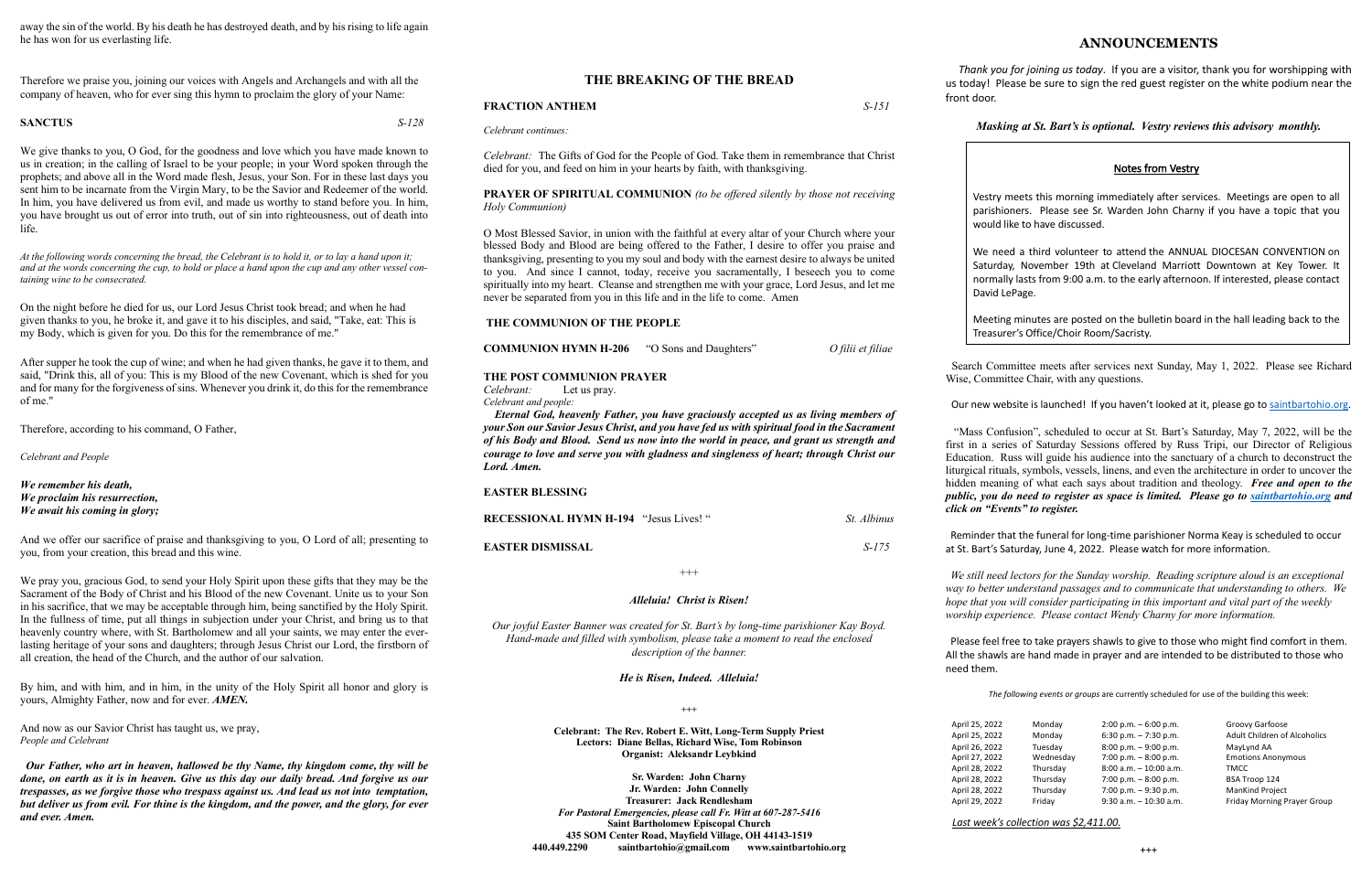away the sin of the world. By his death he has destroyed death, and by his rising to life again he has won for us everlasting life.

Therefore we praise you, joining our voices with Angels and Archangels and with all the company of heaven, who for ever sing this hymn to proclaim the glory of your Name:

**SANCTUS** *S-128*

We give thanks to you, O God, for the goodness and love which you have made known to us in creation; in the calling of Israel to be your people; in your Word spoken through the prophets; and above all in the Word made flesh, Jesus, your Son. For in these last days you sent him to be incarnate from the Virgin Mary, to be the Savior and Redeemer of the world. In him, you have delivered us from evil, and made us worthy to stand before you. In him, you have brought us out of error into truth, out of sin into righteousness, out of death into life.

*At the following words concerning the bread, the Celebrant is to hold it, or to lay a hand upon it; and at the words concerning the cup, to hold or place a hand upon the cup and any other vessel containing wine to be consecrated.*

On the night before he died for us, our Lord Jesus Christ took bread; and when he had given thanks to you, he broke it, and gave it to his disciples, and said, "Take, eat: This is my Body, which is given for you. Do this for the remembrance of me."

After supper he took the cup of wine; and when he had given thanks, he gave it to them, and said, "Drink this, all of you: This is my Blood of the new Covenant, which is shed for you and for many for the forgiveness of sins. Whenever you drink it, do this for the remembrance of me."

Therefore, according to his command, O Father,

*Celebrant and People*

***We remember his death,***
***We proclaim his resurrection,***
***We await his coming in glory;***

And we offer our sacrifice of praise and thanksgiving to you, O Lord of all; presenting to you, from your creation, this bread and this wine.

We pray you, gracious God, to send your Holy Spirit upon these gifts that they may be the Sacrament of the Body of Christ and his Blood of the new Covenant. Unite us to your Son in his sacrifice, that we may be acceptable through him, being sanctified by the Holy Spirit. In the fullness of time, put all things in subjection under your Christ, and bring us to that heavenly country where, with St. Bartholomew and all your saints, we may enter the everlasting heritage of your sons and daughters; through Jesus Christ our Lord, the firstborn of all creation, the head of the Church, and the author of our salvation.

By him, and with him, and in him, in the unity of the Holy Spirit all honor and glory is yours, Almighty Father, now and for ever. ***AMEN.***

And now as our Savior Christ has taught us, we pray,
*People and Celebrant*

***Our Father, who art in heaven, hallowed be thy Name, thy kingdom come, thy will be done, on earth as it is in heaven. Give us this day our daily bread. And forgive us our trespasses, as we forgive those who trespass against us. And lead us not into temptation, but deliver us from evil. For thine is the kingdom, and the power, and the glory, for ever and ever. Amen.***

## THE BREAKING OF THE BREAD

**FRACTION ANTHEM** *S-151*

*Celebrant continues:*

*Celebrant:* The Gifts of God for the People of God. Take them in remembrance that Christ died for you, and feed on him in your hearts by faith, with thanksgiving.

**PRAYER OF SPIRITUAL COMMUNION** *(to be offered silently by those not receiving Holy Communion)*

O Most Blessed Savior, in union with the faithful at every altar of your Church where your blessed Body and Blood are being offered to the Father, I desire to offer you praise and thanksgiving, presenting to you my soul and body with the earnest desire to always be united to you. And since I cannot, today, receive you sacramentally, I beseech you to come spiritually into my heart. Cleanse and strengthen me with your grace, Lord Jesus, and let me never be separated from you in this life and in the life to come. Amen

**THE COMMUNION OF THE PEOPLE**

**COMMUNION HYMN H-206** "O Sons and Daughters" *O filii et filiae*

**THE POST COMMUNION PRAYER**
*Celebrant:* Let us pray.
*Celebrant and people:*

***Eternal God, heavenly Father, you have graciously accepted us as living members of your Son our Savior Jesus Christ, and you have fed us with spiritual food in the Sacrament of his Body and Blood. Send us now into the world in peace, and grant us strength and courage to love and serve you with gladness and singleness of heart; through Christ our Lord. Amen.***

**EASTER BLESSING**

**RECESSIONAL HYMN H-194** "Jesus Lives! " *St. Albinus*

**EASTER DISMISSAL** *S-175*

+++

***Alleluia! Christ is Risen!***

*Our joyful Easter Banner was created for St. Bart's by long-time parishioner Kay Boyd. Hand-made and filled with symbolism, please take a moment to read the enclosed description of the banner.*

***He is Risen, Indeed. Alleluia!***

+++

**Celebrant: The Rev. Robert E. Witt, Long-Term Supply Priest**
**Lectors: Diane Bellas, Richard Wise, Tom Robinson**
**Organist: Aleksandr Leybkind**

**Sr. Warden: John Charny**
**Jr. Warden: John Connelly**
**Treasurer: Jack Rendlesham**
***For Pastoral Emergencies, please call Fr. Witt at 607-287-5416***
**Saint Bartholomew Episcopal Church**
**435 SOM Center Road, Mayfield Village, OH 44143-1519**
**440.449.2290 saintbartohio@gmail.com www.saintbartohio.org**

## ANNOUNCEMENTS

*Thank you for joining us today*. If you are a visitor, thank you for worshipping with us today! Please be sure to sign the red guest register on the white podium near the front door.

***Masking at St. Bart's is optional. Vestry reviews this advisory monthly.***

### Notes from Vestry

Vestry meets this morning immediately after services. Meetings are open to all parishioners. Please see Sr. Warden John Charny if you have a topic that you would like to have discussed.

We need a third volunteer to attend the ANNUAL DIOCESAN CONVENTION on Saturday, November 19th at Cleveland Marriott Downtown at Key Tower. It normally lasts from 9:00 a.m. to the early afternoon. If interested, please contact David LePage.

Meeting minutes are posted on the bulletin board in the hall leading back to the Treasurer's Office/Choir Room/Sacristy.

Search Committee meets after services next Sunday, May 1, 2022. Please see Richard Wise, Committee Chair, with any questions.

Our new website is launched! If you haven't looked at it, please go to saintbartohio.org.

"Mass Confusion", scheduled to occur at St. Bart's Saturday, May 7, 2022, will be the first in a series of Saturday Sessions offered by Russ Tripi, our Director of Religious Education. Russ will guide his audience into the sanctuary of a church to deconstruct the liturgical rituals, symbols, vessels, linens, and even the architecture in order to uncover the hidden meaning of what each says about tradition and theology. ***Free and open to the public, you do need to register as space is limited. Please go to saintbartohio.org and click on "Events" to register.***

Reminder that the funeral for long-time parishioner Norma Keay is scheduled to occur at St. Bart's Saturday, June 4, 2022. Please watch for more information.

*We still need lectors for the Sunday worship. Reading scripture aloud is an exceptional way to better understand passages and to communicate that understanding to others. We hope that you will consider participating in this important and vital part of the weekly worship experience. Please contact Wendy Charny for more information.*

Please feel free to take prayers shawls to give to those who might find comfort in them. All the shawls are hand made in prayer and are intended to be distributed to those who need them.

*The following events or groups are currently scheduled for use of the building this week:*

| | | | |
|---|---|---|---|
| April 25, 2022 | Monday | 2:00 p.m. – 6:00 p.m. | Groovy Garfoose |
| April 25, 2022 | Monday | 6:30 p.m. – 7:30 p.m. | Adult Children of Alcoholics |
| April 26, 2022 | Tuesday | 8:00 p.m. – 9:00 p.m. | MayLynd AA |
| April 27, 2022 | Wednesday | 7:00 p.m. – 8:00 p.m. | Emotions Anonymous |
| April 28, 2022 | Thursday | 8:00 a.m. – 10:00 a.m. | TMCC |
| April 28, 2022 | Thursday | 7:00 p.m. – 8:00 p.m. | BSA Troop 124 |
| April 28, 2022 | Thursday | 7:00 p.m. – 9:30 p.m. | ManKind Project |
| April 29, 2022 | Friday | 9:30 a.m. – 10:30 a.m. | Friday Morning Prayer Group |

*Last week's collection was $2,411.00.*

+++